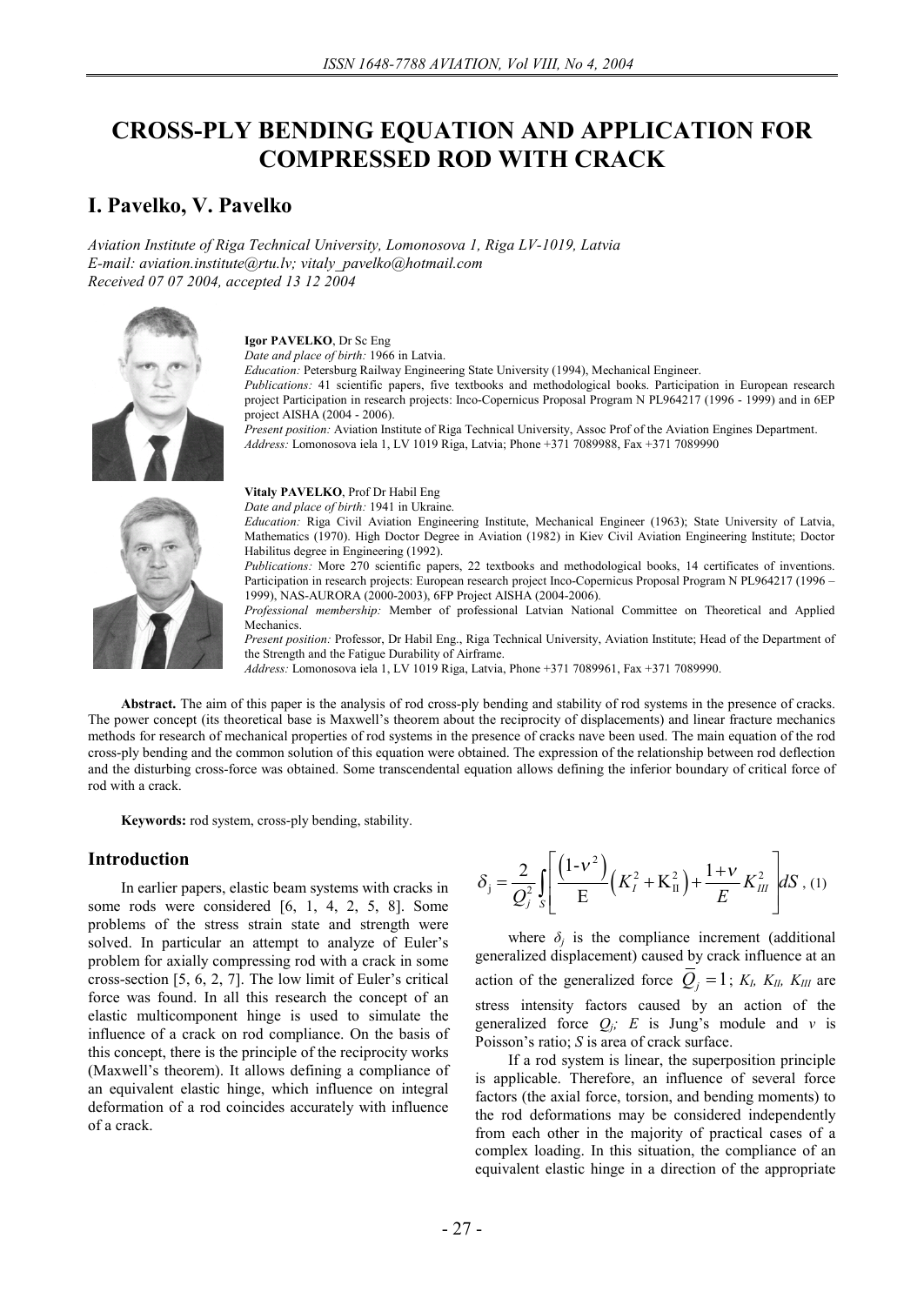# CROSS-PLY BENDING EQUATION AND APPLICATION FOR COMPRESSED ROD WITH CRACK

## I. Pavelko, V. Pavelko

*Aviation Institute of Riga Technical University, Lomonosova 1, Riga LV-1019, Latvia*
*E-mail: aviation.institute@rtu.lv; vitaly_pavelko@hotmail.com*
*Received 07 07 2004, accepted 13 12 2004*

**Igor PAVELKO**, Dr Sc Eng
*Date and place of birth:* 1966 in Latvia.
*Education:* Petersburg Railway Engineering State University (1994), Mechanical Engineer.
*Publications:* 41 scientific papers, five textbooks and methodological books. Participation in European research project Participation in research projects: Inco-Copernicus Proposal Program N PL964217 (1996 - 1999) and in 6EP project AISHA (2004 - 2006).
*Present position:* Aviation Institute of Riga Technical University, Assoc Prof of the Aviation Engines Department.
*Address:* Lomonosova iela 1, LV 1019 Riga, Latvia; Phone +371 7089988, Fax +371 7089990

**Vitaly PAVELKO**, Prof Dr Habil Eng
*Date and place of birth:* 1941 in Ukraine.
*Education:* Riga Civil Aviation Engineering Institute, Mechanical Engineer (1963); State University of Latvia, Mathematics (1970). High Doctor Degree in Aviation (1982) in Kiev Civil Aviation Engineering Institute; Doctor Habilitus degree in Engineering (1992).
*Publications:* More 270 scientific papers, 22 textbooks and methodological books, 14 certificates of inventions. Participation in research projects: European research project Inco-Copernicus Proposal Program N PL964217 (1996 – 1999), NAS-AURORA (2000-2003), 6FP Project AISHA (2004-2006).
*Professional membership:* Member of professional Latvian National Committee on Theoretical and Applied Mechanics.
*Present position:* Professor, Dr Habil Eng., Riga Technical University, Aviation Institute; Head of the Department of the Strength and the Fatigue Durability of Airframe.
*Address:* Lomonosova iela 1, LV 1019 Riga, Latvia, Phone +371 7089961, Fax +371 7089990.

**Abstract.** The aim of this paper is the analysis of rod cross-ply bending and stability of rod systems in the presence of cracks. The power concept (its theoretical base is Maxwell's theorem about the reciprocity of displacements) and linear fracture mechanics methods for research of mechanical properties of rod systems in the presence of cracks nave been used. The main equation of the rod cross-ply bending and the common solution of this equation were obtained. The expression of the relationship between rod deflection and the disturbing cross-force was obtained. Some transcendental equation allows defining the inferior boundary of critical force of rod with a crack.

**Keywords:** rod system, cross-ply bending, stability.

### Introduction

In earlier papers, elastic beam systems with cracks in some rods were considered [6, 1, 4, 2, 5, 8]. Some problems of the stress strain state and strength were solved. In particular an attempt to analyze of Euler's problem for axially compressing rod with a crack in some cross-section [5, 6, 2, 7]. The low limit of Euler's critical force was found. In all this research the concept of an elastic multicomponent hinge is used to simulate the influence of a crack on rod compliance. On the basis of this concept, there is the principle of the reciprocity works (Maxwell's theorem). It allows defining a compliance of an equivalent elastic hinge, which influence on integral deformation of a rod coincides accurately with influence of a crack.

$$\delta_j = \frac{2}{Q_j^2}\int_S \left[\frac{\left(1-\nu^2\right)}{E}\left(K_I^2 + K_{II}^2\right) + \frac{1+\nu}{E}K_{III}^2\right] dS \text{ , (1)}$$

where $\delta_j$ is the compliance increment (additional generalized displacement) caused by crack influence at an action of the generalized force $\overline{Q}_j = 1$; $K_I$, $K_{II}$, $K_{III}$ are stress intensity factors caused by an action of the generalized force $Q_j$; $E$ is Jung's module and $\nu$ is Poisson's ratio; $S$ is area of crack surface.

If a rod system is linear, the superposition principle is applicable. Therefore, an influence of several force factors (the axial force, torsion, and bending moments) to the rod deformations may be considered independently from each other in the majority of practical cases of a complex loading. In this situation, the compliance of an equivalent elastic hinge in a direction of the appropriate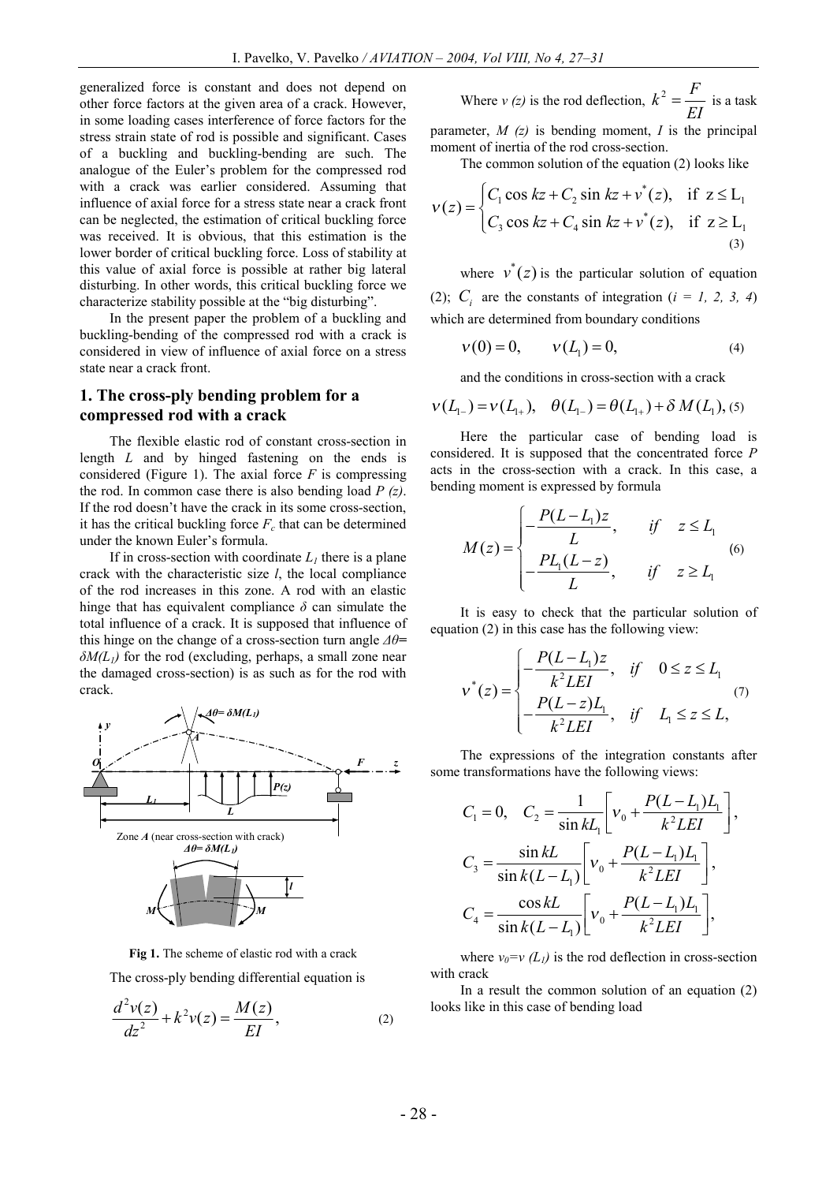generalized force is constant and does not depend on other force factors at the given area of a crack. However, in some loading cases interference of force factors for the stress strain state of rod is possible and significant. Cases of a buckling and buckling-bending are such. The analogue of the Euler's problem for the compressed rod with a crack was earlier considered. Assuming that influence of axial force for a stress state near a crack front can be neglected, the estimation of critical buckling force was received. It is obvious, that this estimation is the lower border of critical buckling force. Loss of stability at this value of axial force is possible at rather big lateral disturbing. In other words, this critical buckling force we characterize stability possible at the "big disturbing".

In the present paper the problem of a buckling and buckling-bending of the compressed rod with a crack is considered in view of influence of axial force on a stress state near a crack front.

## 1. The cross-ply bending problem for a compressed rod with a crack

The flexible elastic rod of constant cross-section in length $L$ and by hinged fastening on the ends is considered (Figure 1). The axial force $F$ is compressing the rod. In common case there is also bending load $P(z)$. If the rod doesn't have the crack in its some cross-section, it has the critical buckling force $F_c$ that can be determined under the known Euler's formula.

If in cross-section with coordinate $L_1$ there is a plane crack with the characteristic size $l$, the local compliance of the rod increases in this zone. A rod with an elastic hinge that has equivalent compliance $\delta$ can simulate the total influence of a crack. It is supposed that influence of this hinge on the change of a cross-section turn angle $\Delta\theta = \delta M(L_1)$ for the rod (excluding, perhaps, a small zone near the damaged cross-section) is as such as for the rod with crack.

**Fig 1.** The scheme of elastic rod with a crack

The cross-ply bending differential equation is

$$\frac{d^2 v(z)}{dz^2} + k^2 v(z) = \frac{M(z)}{EI}, \tag{2}$$

Where $v(z)$ is the rod deflection, $k^2 = \dfrac{F}{EI}$ is a task parameter, $M(z)$ is bending moment, $I$ is the principal moment of inertia of the rod cross-section.

The common solution of the equation (2) looks like

$$v(z) = \begin{cases} C_1 \cos kz + C_2 \sin kz + v^*(z), & \text{if } z \le L_1 \\ C_3 \cos kz + C_4 \sin kz + v^*(z), & \text{if } z \ge L_1 \end{cases} \tag{3}$$

where $v^*(z)$ is the particular solution of equation (2); $C_i$ are the constants of integration ($i = 1, 2, 3, 4$) which are determined from boundary conditions

$$v(0) = 0, \qquad v(L_1) = 0, \tag{4}$$

and the conditions in cross-section with a crack

$$v(L_{1-}) = v(L_{1+}), \quad \theta(L_{1-}) = \theta(L_{1+}) + \delta\, M(L_1), \tag{5}$$

Here the particular case of bending load is considered. It is supposed that the concentrated force $P$ acts in the cross-section with a crack. In this case, a bending moment is expressed by formula

$$M(z) = \begin{cases} -\dfrac{P(L-L_1)z}{L}, & if \quad z \le L_1 \\[2mm] -\dfrac{PL_1(L-z)}{L}, & if \quad z \ge L_1 \end{cases} \tag{6}$$

It is easy to check that the particular solution of equation (2) in this case has the following view:

$$v^*(z) = \begin{cases} -\dfrac{P(L-L_1)z}{k^2 LEI}, & if \quad 0 \le z \le L_1 \\[2mm] -\dfrac{P(L-z)L_1}{k^2 LEI}, & if \quad L_1 \le z \le L, \end{cases} \tag{7}$$

The expressions of the integration constants after some transformations have the following views:

$$C_1 = 0, \quad C_2 = \frac{1}{\sin kL_1}\left[ v_0 + \frac{P(L-L_1)L_1}{k^2 LEI} \right],$$

$$C_3 = \frac{\sin kL}{\sin k(L-L_1)}\left[ v_0 + \frac{P(L-L_1)L_1}{k^2 LEI} \right],$$

$$C_4 = \frac{\cos kL}{\sin k(L-L_1)}\left[ v_0 + \frac{P(L-L_1)L_1}{k^2 LEI} \right],$$

where $v_0 = v(L_1)$ is the rod deflection in cross-section with crack

In a result the common solution of an equation (2) looks like in this case of bending load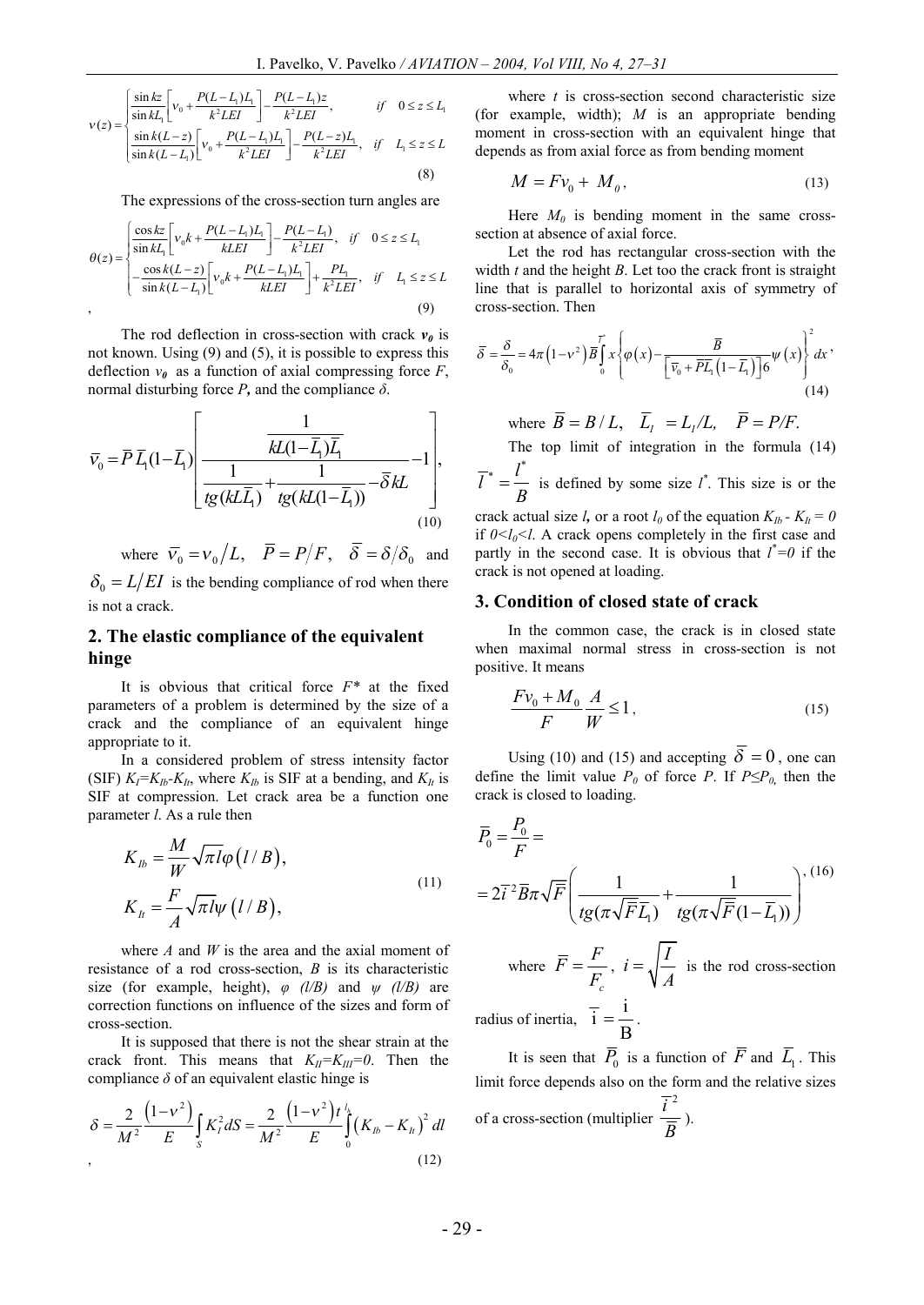$$
v(z)=\begin{cases}\dfrac{\sin kz}{\sin kL_1}\left[v_0+\dfrac{P(L-L_1)L_1}{k^2LEI}\right]-\dfrac{P(L-L_1)z}{k^2LEI}, & if \quad 0\le z\le L_1\\[2ex] \dfrac{\sin k(L-z)}{\sin k(L-L_1)}\left[v_0+\dfrac{P(L-L_1)L_1}{k^2LEI}\right]-\dfrac{P(L-z)L_1}{k^2LEI}, & if \quad L_1\le z\le L\end{cases} \tag{8}
$$

The expressions of the cross-section turn angles are

$$
\theta(z)=\begin{cases}\dfrac{\cos kz}{\sin kL_1}\left[v_0k+\dfrac{P(L-L_1)L_1}{kLEI}\right]-\dfrac{P(L-L_1)}{k^2LEI}, & if \quad 0\le z\le L_1\\[2ex] -\dfrac{\cos k(L-z)}{\sin k(L-L_1)}\left[v_0k+\dfrac{P(L-L_1)L_1}{kLEI}\right]+\dfrac{PL_1}{k^2LEI}, & if \quad L_1\le z\le L\end{cases}, \tag{9}
$$

The rod deflection in cross-section with crack $v_0$ is not known. Using (9) and (5), it is possible to express this deflection $v_0$ as a function of axial compressing force $F$, normal disturbing force $P$, and the compliance $\delta$.

$$
\bar{v}_0=\bar{P}\,\bar{L}_1(1-\bar{L}_1)\left[\frac{\dfrac{1}{kL(1-\bar{L}_1)\bar{L}_1}}{\dfrac{1}{tg(kL\bar{L}_1)}+\dfrac{1}{tg(kL(1-\bar{L}_1))}-\bar{\delta}kL}-1\right], \tag{10}
$$

where $\bar{v}_0=v_0/L$, $\bar{P}=P/F$, $\bar{\delta}=\delta/\delta_0$ and $\delta_0=L/EI$ is the bending compliance of rod when there is not a crack.

## 2. The elastic compliance of the equivalent hinge

It is obvious that critical force $F^*$ at the fixed parameters of a problem is determined by the size of a crack and the compliance of an equivalent hinge appropriate to it.

In a considered problem of stress intensity factor (SIF) $K_I=K_{Ib}-K_{It}$, where $K_{Ib}$ is SIF at a bending, and $K_{It}$ is SIF at compression. Let crack area be a function one parameter $l$. As a rule then

$$
\begin{aligned}
K_{Ib}&=\frac{M}{W}\sqrt{\pi l}\,\varphi(l/B),\\
K_{It}&=\frac{F}{A}\sqrt{\pi l}\,\psi(l/B),
\end{aligned} \tag{11}
$$

where $A$ and $W$ is the area and the axial moment of resistance of a rod cross-section, $B$ is its characteristic size (for example, height), $\varphi\ (l/B)$ and $\psi\ (l/B)$ are correction functions on influence of the sizes and form of cross-section.

It is supposed that there is not the shear strain at the crack front. This means that $K_{II}=K_{III}=0$. Then the compliance $\delta$ of an equivalent elastic hinge is

$$
\delta=\frac{2}{M^2}\frac{\left(1-\nu^2\right)}{E}\int_S K_I^2\,dS=\frac{2}{M^2}\frac{\left(1-\nu^2\right)t}{E}\int_0^{l_k}\left(K_{Ib}-K_{It}\right)^2 dl, \tag{12}
$$

where $t$ is cross-section second characteristic size (for example, width); $M$ is an appropriate bending moment in cross-section with an equivalent hinge that depends as from axial force as from bending moment

$$
M=Fv_0+M_0, \tag{13}
$$

Here $M_0$ is bending moment in the same cross-section at absence of axial force.

Let the rod has rectangular cross-section with the width $t$ and the height $B$. Let too the crack front is straight line that is parallel to horizontal axis of symmetry of cross-section. Then

$$
\bar{\delta}=\frac{\delta}{\delta_0}=4\pi\left(1-\nu^2\right)\bar{B}\int_0^{\bar{l}^*}x\left\{\varphi(x)-\frac{\bar{B}}{\left[\bar{v}_0+\bar{P}\bar{L}_1\left(1-\bar{L}_1\right)\right]6}\psi(x)\right\}^2 dx, \tag{14}
$$

where $\bar{B}=B/L$, $\bar{L}_1=L_1/L$, $\bar{P}=P/F$.

The top limit of integration in the formula (14) $\bar{l}^*=\dfrac{l^*}{B}$ is defined by some size $l^*$. This size is or the crack actual size $l$, or a root $l_0$ of the equation $K_{Ib}-K_{It}=0$ if $0<l_0<l$. A crack opens completely in the first case and partly in the second case. It is obvious that $l^*=0$ if the crack is not opened at loading.

## 3. Condition of closed state of crack

In the common case, the crack is in closed state when maximal normal stress in cross-section is not positive. It means

$$
\frac{Fv_0+M_0}{F}\frac{A}{W}\le 1, \tag{15}
$$

Using (10) and (15) and accepting $\bar{\delta}=0$, one can define the limit value $P_0$ of force $P$. If $P\le P_0$, then the crack is closed to loading.

$$
\bar{P}_0=\frac{P_0}{F}=2\bar{i}^2\bar{B}\pi\sqrt{\bar{F}}\left(\frac{1}{tg(\pi\sqrt{\bar{F}}\bar{L}_1)}+\frac{1}{tg(\pi\sqrt{\bar{F}}(1-\bar{L}_1))}\right), \tag{16}
$$

where $\bar{F}=\dfrac{F}{F_c}$, $i=\sqrt{\dfrac{I}{A}}$ is the rod cross-section radius of inertia, $\bar{i}=\dfrac{i}{B}$.

It is seen that $\bar{P}_0$ is a function of $\bar{F}$ and $\bar{L}_1$. This limit force depends also on the form and the relative sizes of a cross-section (multiplier $\dfrac{\bar{i}^2}{\bar{B}}$).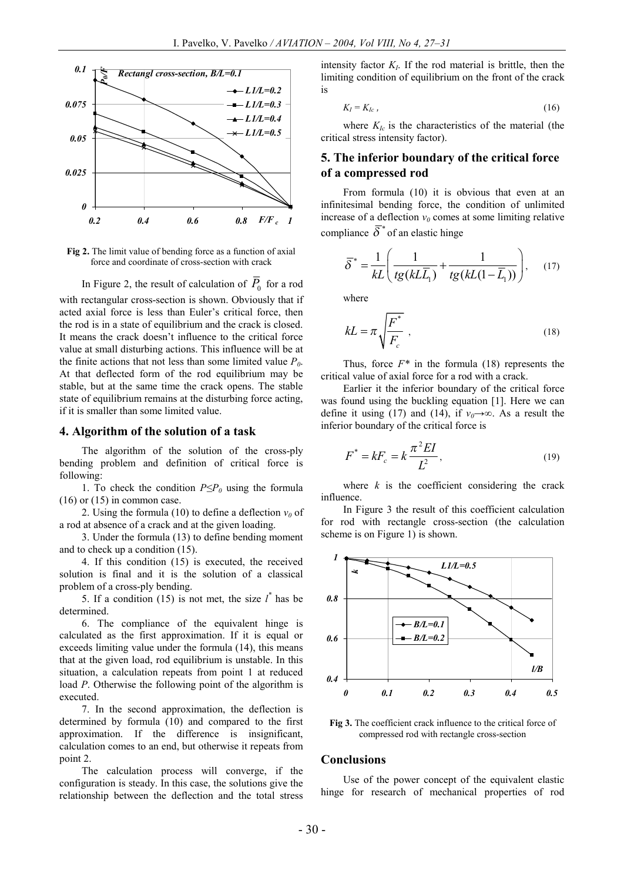**Fig 2.** The limit value of bending force as a function of axial force and coordinate of cross-section with crack

In Figure 2, the result of calculation of $\overline{P}_0$ for a rod with rectangular cross-section is shown. Obviously that if acted axial force is less than Euler's critical force, then the rod is in a state of equilibrium and the crack is closed. It means the crack doesn't influence to the critical force value at small disturbing actions. This influence will be at the finite actions that not less than some limited value $P_0$. At that deflected form of the rod equilibrium may be stable, but at the same time the crack opens. The stable state of equilibrium remains at the disturbing force acting, if it is smaller than some limited value.

## 4. Algorithm of the solution of a task

The algorithm of the solution of the cross-ply bending problem and definition of critical force is following:

1. To check the condition $P \leq P_0$ using the formula (16) or (15) in common case.

2. Using the formula (10) to define a deflection $v_0$ of a rod at absence of a crack and at the given loading.

3. Under the formula (13) to define bending moment and to check up a condition (15).

4. If this condition (15) is executed, the received solution is final and it is the solution of a classical problem of a cross-ply bending.

5. If a condition (15) is not met, the size $l^*$ has be determined.

6. The compliance of the equivalent hinge is calculated as the first approximation. If it is equal or exceeds limiting value under the formula (14), this means that at the given load, rod equilibrium is unstable. In this situation, a calculation repeats from point 1 at reduced load $P$. Otherwise the following point of the algorithm is executed.

7. In the second approximation, the deflection is determined by formula (10) and compared to the first approximation. If the difference is insignificant, calculation comes to an end, but otherwise it repeats from point 2.

The calculation process will converge, if the configuration is steady. In this case, the solutions give the relationship between the deflection and the total stress intensity factor $K_I$. If the rod material is brittle, then the limiting condition of equilibrium on the front of the crack is

$$K_I = K_{Ic}\,, \tag{16}$$

where $K_{Ic}$ is the characteristics of the material (the critical stress intensity factor).

## 5. The inferior boundary of the critical force of a compressed rod

From formula (10) it is obvious that even at an infinitesimal bending force, the condition of unlimited increase of a deflection $v_0$ comes at some limiting relative compliance $\overline{\delta}^*$ of an elastic hinge

$$\overline{\delta}^* = \frac{1}{kL}\left(\frac{1}{tg(kL\overline{L}_1)} + \frac{1}{tg(kL(1-\overline{L}_1))}\right), \tag{17}$$

where

$$kL = \pi\sqrt{\frac{F^*}{F_c}}\,, \tag{18}$$

Thus, force $F^*$ in the formula (18) represents the critical value of axial force for a rod with a crack.

Earlier it the inferior boundary of the critical force was found using the buckling equation [1]. Here we can define it using (17) and (14), if $v_0 \rightarrow \infty$. As a result the inferior boundary of the critical force is

$$F^* = kF_c = k\frac{\pi^2 EI}{L^2}, \tag{19}$$

where $k$ is the coefficient considering the crack influence.

In Figure 3 the result of this coefficient calculation for rod with rectangle cross-section (the calculation scheme is on Figure 1) is shown.

**Fig 3.** The coefficient crack influence to the critical force of compressed rod with rectangle cross-section

## Conclusions

Use of the power concept of the equivalent elastic hinge for research of mechanical properties of rod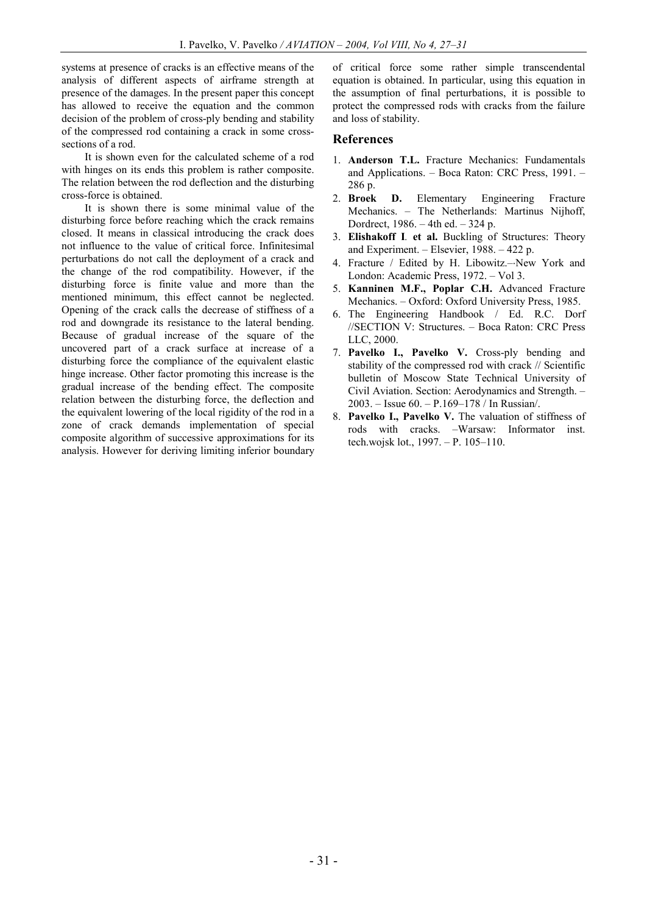systems at presence of cracks is an effective means of the analysis of different aspects of airframe strength at presence of the damages. In the present paper this concept has allowed to receive the equation and the common decision of the problem of cross-ply bending and stability of the compressed rod containing a crack in some cross-sections of a rod.

It is shown even for the calculated scheme of a rod with hinges on its ends this problem is rather composite. The relation between the rod deflection and the disturbing cross-force is obtained.

It is shown there is some minimal value of the disturbing force before reaching which the crack remains closed. It means in classical introducing the crack does not influence to the value of critical force. Infinitesimal perturbations do not call the deployment of a crack and the change of the rod compatibility. However, if the disturbing force is finite value and more than the mentioned minimum, this effect cannot be neglected. Opening of the crack calls the decrease of stiffness of a rod and downgrade its resistance to the lateral bending. Because of gradual increase of the square of the uncovered part of a crack surface at increase of a disturbing force the compliance of the equivalent elastic hinge increase. Other factor promoting this increase is the gradual increase of the bending effect. The composite relation between the disturbing force, the deflection and the equivalent lowering of the local rigidity of the rod in a zone of crack demands implementation of special composite algorithm of successive approximations for its analysis. However for deriving limiting inferior boundary of critical force some rather simple transcendental equation is obtained. In particular, using this equation in the assumption of final perturbations, it is possible to protect the compressed rods with cracks from the failure and loss of stability.

## References

1. **Anderson T.L.** Fracture Mechanics: Fundamentals and Applications. – Boca Raton: CRC Press, 1991. – 286 p.
2. **Broek D.** Elementary Engineering Fracture Mechanics. – The Netherlands: Martinus Nijhoff, Dordrect, 1986. – 4th ed. – 324 p.
3. **Elishakoff I. et al.** Buckling of Structures: Theory and Experiment. – Elsevier, 1988. – 422 p.
4. Fracture / Edited by H. Libowitz.–·New York and London: Academic Press, 1972. – Vol 3.
5. **Kanninen M.F., Poplar C.H.** Advanced Fracture Mechanics. – Oxford: Oxford University Press, 1985.
6. The Engineering Handbook / Ed. R.C. Dorf //SECTION V: Structures. – Boca Raton: CRC Press LLC, 2000.
7. **Pavelko I., Pavelko V.** Cross-ply bending and stability of the compressed rod with crack // Scientific bulletin of Moscow State Technical University of Civil Aviation. Section: Aerodynamics and Strength. – 2003. – Issue 60. – P.169–178 / In Russian/.
8. **Pavelko I., Pavelko V.** The valuation of stiffness of rods with cracks. –Warsaw: Informator inst. tech.wojsk lot., 1997. – P. 105–110.